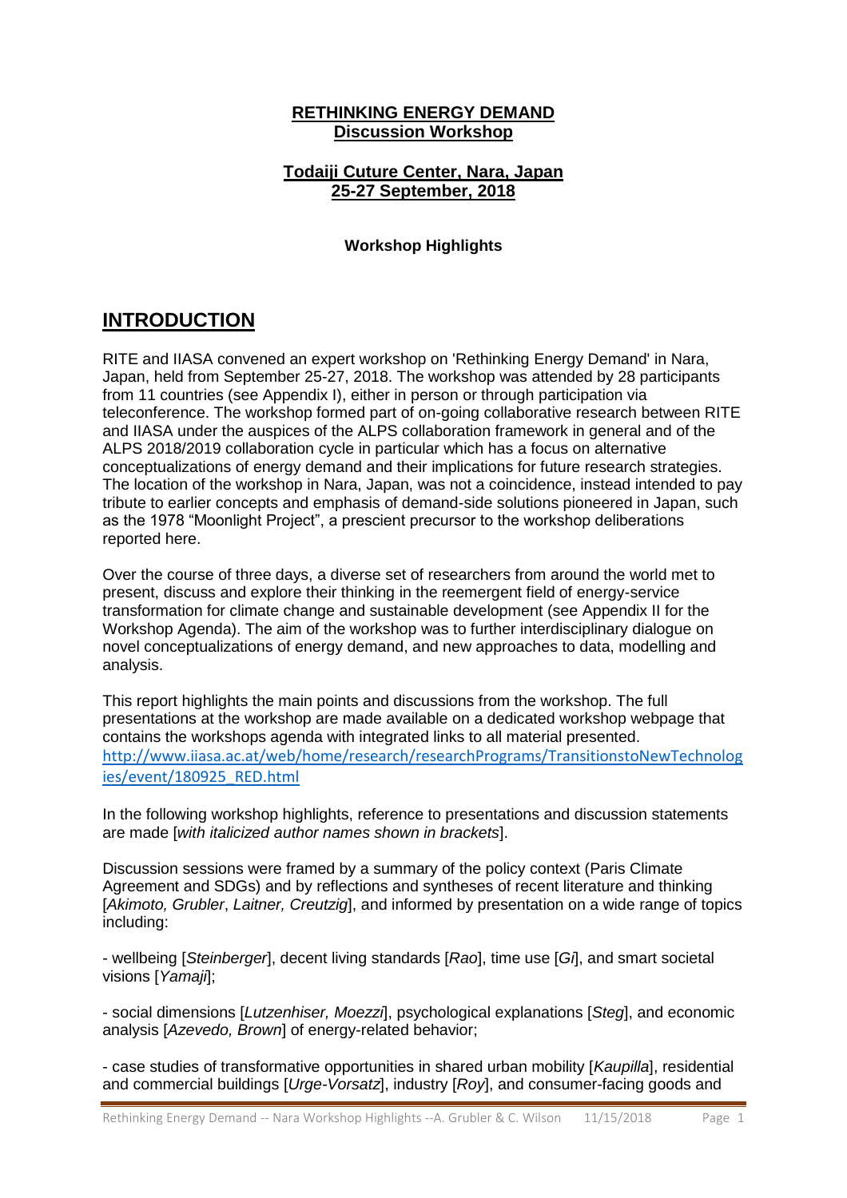**RETHINKING ENERGY DEMAND**
**Discussion Workshop**

**Todaiji Cuture Center, Nara, Japan**
**25-27 September, 2018**

**Workshop Highlights**

# INTRODUCTION

RITE and IIASA convened an expert workshop on 'Rethinking Energy Demand' in Nara, Japan, held from September 25-27, 2018. The workshop was attended by 28 participants from 11 countries (see Appendix I), either in person or through participation via teleconference. The workshop formed part of on-going collaborative research between RITE and IIASA under the auspices of the ALPS collaboration framework in general and of the ALPS 2018/2019 collaboration cycle in particular which has a focus on alternative conceptualizations of energy demand and their implications for future research strategies. The location of the workshop in Nara, Japan, was not a coincidence, instead intended to pay tribute to earlier concepts and emphasis of demand-side solutions pioneered in Japan, such as the 1978 "Moonlight Project", a prescient precursor to the workshop deliberations reported here.

Over the course of three days, a diverse set of researchers from around the world met to present, discuss and explore their thinking in the reemergent field of energy-service transformation for climate change and sustainable development (see Appendix II for the Workshop Agenda). The aim of the workshop was to further interdisciplinary dialogue on novel conceptualizations of energy demand, and new approaches to data, modelling and analysis.

This report highlights the main points and discussions from the workshop. The full presentations at the workshop are made available on a dedicated workshop webpage that contains the workshops agenda with integrated links to all material presented.
http://www.iiasa.ac.at/web/home/research/researchPrograms/TransitionstoNewTechnologies/event/180925_RED.html

In the following workshop highlights, reference to presentations and discussion statements are made [*with italicized author names shown in brackets*].

Discussion sessions were framed by a summary of the policy context (Paris Climate Agreement and SDGs) and by reflections and syntheses of recent literature and thinking [*Akimoto, Grubler*, *Laitner, Creutzig*], and informed by presentation on a wide range of topics including:

- wellbeing [*Steinberger*], decent living standards [*Rao*], time use [*Gi*], and smart societal visions [*Yamaji*];

- social dimensions [*Lutzenhiser, Moezzi*], psychological explanations [*Steg*], and economic analysis [*Azevedo, Brown*] of energy-related behavior;

- case studies of transformative opportunities in shared urban mobility [*Kaupilla*], residential and commercial buildings [*Urge-Vorsatz*], industry [*Roy*], and consumer-facing goods and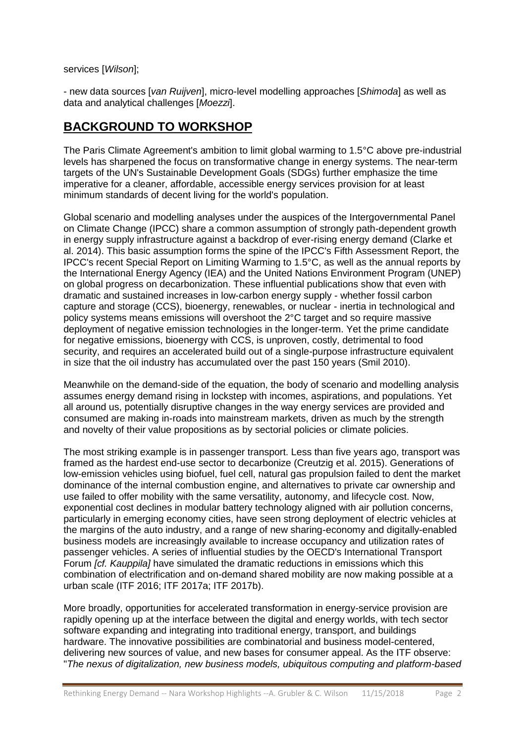services [*Wilson*];

- new data sources [*van Ruijven*], micro-level modelling approaches [*Shimoda*] as well as data and analytical challenges [*Moezzi*].

## BACKGROUND TO WORKSHOP

The Paris Climate Agreement's ambition to limit global warming to 1.5°C above pre-industrial levels has sharpened the focus on transformative change in energy systems. The near-term targets of the UN's Sustainable Development Goals (SDGs) further emphasize the time imperative for a cleaner, affordable, accessible energy services provision for at least minimum standards of decent living for the world's population.

Global scenario and modelling analyses under the auspices of the Intergovernmental Panel on Climate Change (IPCC) share a common assumption of strongly path-dependent growth in energy supply infrastructure against a backdrop of ever-rising energy demand (Clarke et al. 2014). This basic assumption forms the spine of the IPCC's Fifth Assessment Report, the IPCC's recent Special Report on Limiting Warming to 1.5°C, as well as the annual reports by the International Energy Agency (IEA) and the United Nations Environment Program (UNEP) on global progress on decarbonization. These influential publications show that even with dramatic and sustained increases in low-carbon energy supply - whether fossil carbon capture and storage (CCS), bioenergy, renewables, or nuclear - inertia in technological and policy systems means emissions will overshoot the 2°C target and so require massive deployment of negative emission technologies in the longer-term. Yet the prime candidate for negative emissions, bioenergy with CCS, is unproven, costly, detrimental to food security, and requires an accelerated build out of a single-purpose infrastructure equivalent in size that the oil industry has accumulated over the past 150 years (Smil 2010).

Meanwhile on the demand-side of the equation, the body of scenario and modelling analysis assumes energy demand rising in lockstep with incomes, aspirations, and populations. Yet all around us, potentially disruptive changes in the way energy services are provided and consumed are making in-roads into mainstream markets, driven as much by the strength and novelty of their value propositions as by sectorial policies or climate policies.

The most striking example is in passenger transport. Less than five years ago, transport was framed as the hardest end-use sector to decarbonize (Creutzig et al. 2015). Generations of low-emission vehicles using biofuel, fuel cell, natural gas propulsion failed to dent the market dominance of the internal combustion engine, and alternatives to private car ownership and use failed to offer mobility with the same versatility, autonomy, and lifecycle cost. Now, exponential cost declines in modular battery technology aligned with air pollution concerns, particularly in emerging economy cities, have seen strong deployment of electric vehicles at the margins of the auto industry, and a range of new sharing-economy and digitally-enabled business models are increasingly available to increase occupancy and utilization rates of passenger vehicles. A series of influential studies by the OECD's International Transport Forum *[cf. Kauppila]* have simulated the dramatic reductions in emissions which this combination of electrification and on-demand shared mobility are now making possible at a urban scale (ITF 2016; ITF 2017a; ITF 2017b).

More broadly, opportunities for accelerated transformation in energy-service provision are rapidly opening up at the interface between the digital and energy worlds, with tech sector software expanding and integrating into traditional energy, transport, and buildings hardware. The innovative possibilities are combinatorial and business model-centered, delivering new sources of value, and new bases for consumer appeal. As the ITF observe: "*The nexus of digitalization, new business models, ubiquitous computing and platform-based*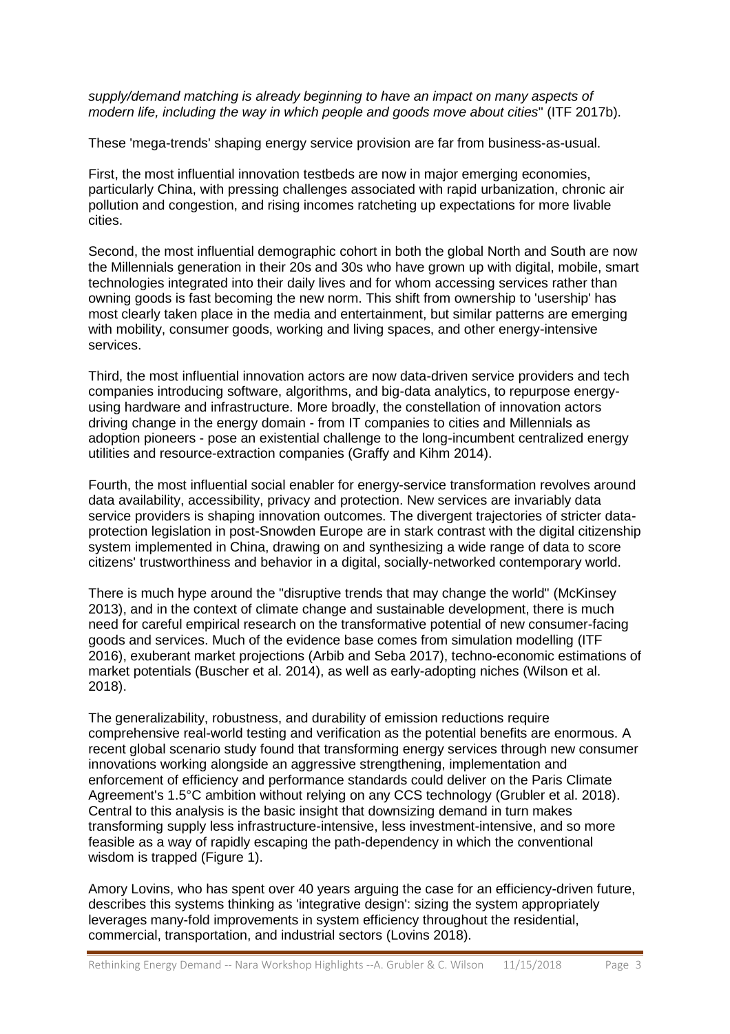*supply/demand matching is already beginning to have an impact on many aspects of modern life, including the way in which people and goods move about cities*" (ITF 2017b).

These 'mega-trends' shaping energy service provision are far from business-as-usual.

First, the most influential innovation testbeds are now in major emerging economies, particularly China, with pressing challenges associated with rapid urbanization, chronic air pollution and congestion, and rising incomes ratcheting up expectations for more livable cities.

Second, the most influential demographic cohort in both the global North and South are now the Millennials generation in their 20s and 30s who have grown up with digital, mobile, smart technologies integrated into their daily lives and for whom accessing services rather than owning goods is fast becoming the new norm. This shift from ownership to 'usership' has most clearly taken place in the media and entertainment, but similar patterns are emerging with mobility, consumer goods, working and living spaces, and other energy-intensive services.

Third, the most influential innovation actors are now data-driven service providers and tech companies introducing software, algorithms, and big-data analytics, to repurpose energy-using hardware and infrastructure. More broadly, the constellation of innovation actors driving change in the energy domain - from IT companies to cities and Millennials as adoption pioneers - pose an existential challenge to the long-incumbent centralized energy utilities and resource-extraction companies (Graffy and Kihm 2014).

Fourth, the most influential social enabler for energy-service transformation revolves around data availability, accessibility, privacy and protection. New services are invariably data service providers is shaping innovation outcomes. The divergent trajectories of stricter data-protection legislation in post-Snowden Europe are in stark contrast with the digital citizenship system implemented in China, drawing on and synthesizing a wide range of data to score citizens' trustworthiness and behavior in a digital, socially-networked contemporary world.

There is much hype around the "disruptive trends that may change the world" (McKinsey 2013), and in the context of climate change and sustainable development, there is much need for careful empirical research on the transformative potential of new consumer-facing goods and services. Much of the evidence base comes from simulation modelling (ITF 2016), exuberant market projections (Arbib and Seba 2017), techno-economic estimations of market potentials (Buscher et al. 2014), as well as early-adopting niches (Wilson et al. 2018).

The generalizability, robustness, and durability of emission reductions require comprehensive real-world testing and verification as the potential benefits are enormous. A recent global scenario study found that transforming energy services through new consumer innovations working alongside an aggressive strengthening, implementation and enforcement of efficiency and performance standards could deliver on the Paris Climate Agreement's 1.5°C ambition without relying on any CCS technology (Grubler et al. 2018). Central to this analysis is the basic insight that downsizing demand in turn makes transforming supply less infrastructure-intensive, less investment-intensive, and so more feasible as a way of rapidly escaping the path-dependency in which the conventional wisdom is trapped (Figure 1).

Amory Lovins, who has spent over 40 years arguing the case for an efficiency-driven future, describes this systems thinking as 'integrative design': sizing the system appropriately leverages many-fold improvements in system efficiency throughout the residential, commercial, transportation, and industrial sectors (Lovins 2018).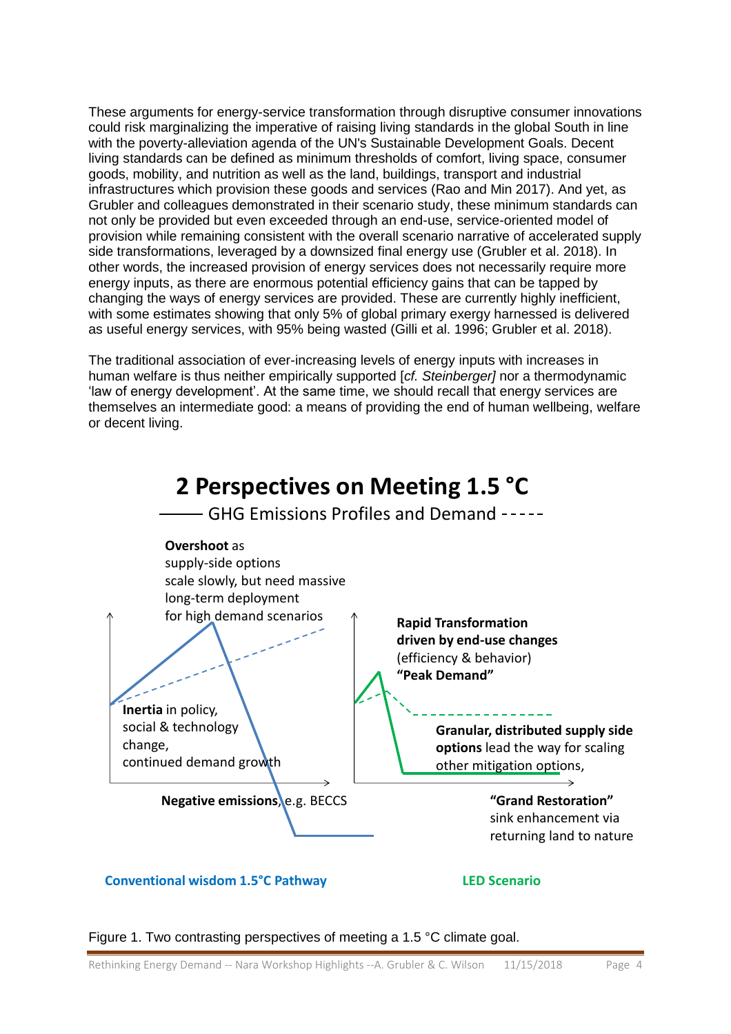These arguments for energy-service transformation through disruptive consumer innovations could risk marginalizing the imperative of raising living standards in the global South in line with the poverty-alleviation agenda of the UN's Sustainable Development Goals. Decent living standards can be defined as minimum thresholds of comfort, living space, consumer goods, mobility, and nutrition as well as the land, buildings, transport and industrial infrastructures which provision these goods and services (Rao and Min 2017). And yet, as Grubler and colleagues demonstrated in their scenario study, these minimum standards can not only be provided but even exceeded through an end-use, service-oriented model of provision while remaining consistent with the overall scenario narrative of accelerated supply side transformations, leveraged by a downsized final energy use (Grubler et al. 2018). In other words, the increased provision of energy services does not necessarily require more energy inputs, as there are enormous potential efficiency gains that can be tapped by changing the ways of energy services are provided. These are currently highly inefficient, with some estimates showing that only 5% of global primary exergy harnessed is delivered as useful energy services, with 95% being wasted (Gilli et al. 1996; Grubler et al. 2018).

The traditional association of ever-increasing levels of energy inputs with increases in human welfare is thus neither empirically supported [*cf. Steinberger]* nor a thermodynamic 'law of energy development'. At the same time, we should recall that energy services are themselves an intermediate good: a means of providing the end of human wellbeing, welfare or decent living.

**2 Perspectives on Meeting 1.5 °C**

GHG Emissions Profiles and Demand

**Overshoot** as supply-side options scale slowly, but need massive long-term deployment for high demand scenarios

**Inertia** in policy, social & technology change, continued demand growth

**Negative emissions**, e.g. BECCS

**Conventional wisdom 1.5°C Pathway**

**Rapid Transformation driven by end-use changes** (efficiency & behavior) **"Peak Demand"**

**Granular, distributed supply side options** lead the way for scaling other mitigation options,

**"Grand Restoration"** sink enhancement via returning land to nature

**LED Scenario**

Figure 1. Two contrasting perspectives of meeting a 1.5 °C climate goal.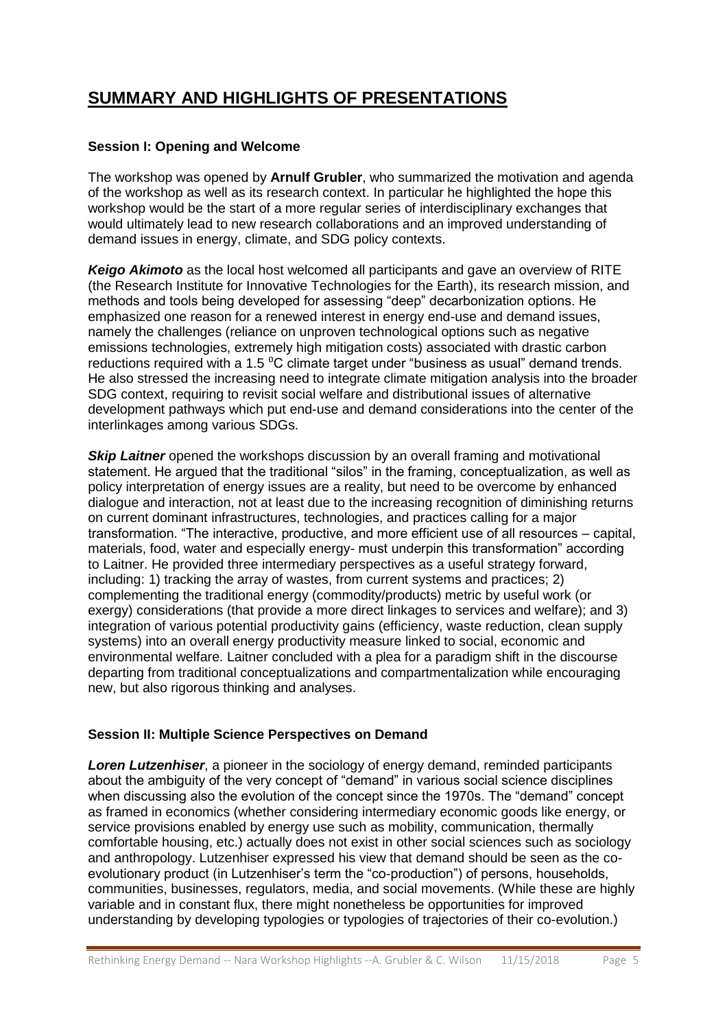# SUMMARY AND HIGHLIGHTS OF PRESENTATIONS

### Session I: Opening and Welcome

The workshop was opened by **Arnulf Grubler**, who summarized the motivation and agenda of the workshop as well as its research context. In particular he highlighted the hope this workshop would be the start of a more regular series of interdisciplinary exchanges that would ultimately lead to new research collaborations and an improved understanding of demand issues in energy, climate, and SDG policy contexts.

***Keigo Akimoto*** as the local host welcomed all participants and gave an overview of RITE (the Research Institute for Innovative Technologies for the Earth), its research mission, and methods and tools being developed for assessing "deep" decarbonization options. He emphasized one reason for a renewed interest in energy end-use and demand issues, namely the challenges (reliance on unproven technological options such as negative emissions technologies, extremely high mitigation costs) associated with drastic carbon reductions required with a 1.5 $^0$C climate target under "business as usual" demand trends. He also stressed the increasing need to integrate climate mitigation analysis into the broader SDG context, requiring to revisit social welfare and distributional issues of alternative development pathways which put end-use and demand considerations into the center of the interlinkages among various SDGs.

***Skip Laitner*** opened the workshops discussion by an overall framing and motivational statement. He argued that the traditional "silos" in the framing, conceptualization, as well as policy interpretation of energy issues are a reality, but need to be overcome by enhanced dialogue and interaction, not at least due to the increasing recognition of diminishing returns on current dominant infrastructures, technologies, and practices calling for a major transformation. "The interactive, productive, and more efficient use of all resources – capital, materials, food, water and especially energy- must underpin this transformation" according to Laitner. He provided three intermediary perspectives as a useful strategy forward, including: 1) tracking the array of wastes, from current systems and practices; 2) complementing the traditional energy (commodity/products) metric by useful work (or exergy) considerations (that provide a more direct linkages to services and welfare); and 3) integration of various potential productivity gains (efficiency, waste reduction, clean supply systems) into an overall energy productivity measure linked to social, economic and environmental welfare. Laitner concluded with a plea for a paradigm shift in the discourse departing from traditional conceptualizations and compartmentalization while encouraging new, but also rigorous thinking and analyses.

### Session II: Multiple Science Perspectives on Demand

***Loren Lutzenhiser***, a pioneer in the sociology of energy demand, reminded participants about the ambiguity of the very concept of "demand" in various social science disciplines when discussing also the evolution of the concept since the 1970s. The "demand" concept as framed in economics (whether considering intermediary economic goods like energy, or service provisions enabled by energy use such as mobility, communication, thermally comfortable housing, etc.) actually does not exist in other social sciences such as sociology and anthropology. Lutzenhiser expressed his view that demand should be seen as the co-evolutionary product (in Lutzenhiser's term the "co-production") of persons, households, communities, businesses, regulators, media, and social movements. (While these are highly variable and in constant flux, there might nonetheless be opportunities for improved understanding by developing typologies or typologies of trajectories of their co-evolution.)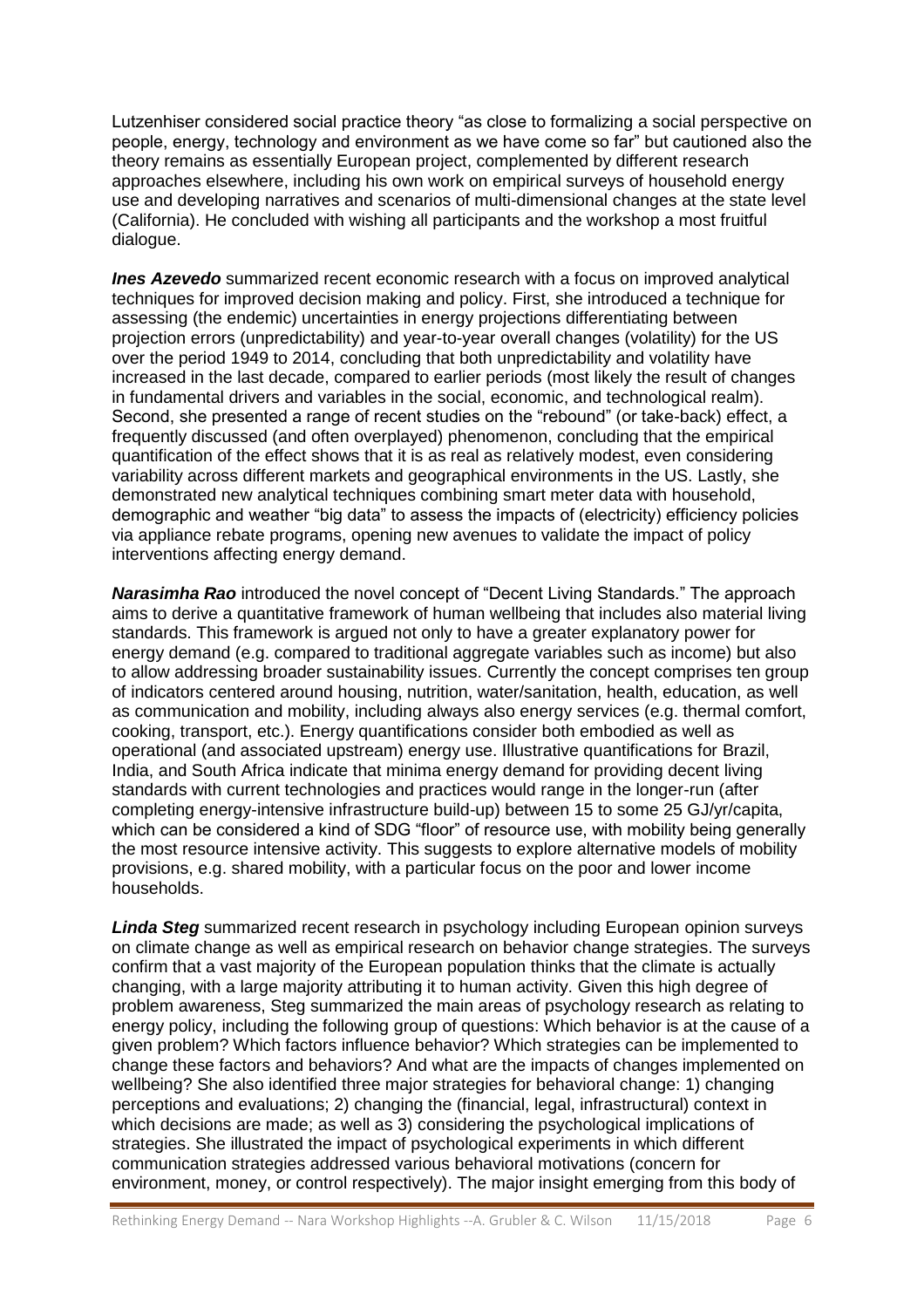Lutzenhiser considered social practice theory "as close to formalizing a social perspective on people, energy, technology and environment as we have come so far" but cautioned also the theory remains as essentially European project, complemented by different research approaches elsewhere, including his own work on empirical surveys of household energy use and developing narratives and scenarios of multi-dimensional changes at the state level (California). He concluded with wishing all participants and the workshop a most fruitful dialogue.

***Ines Azevedo*** summarized recent economic research with a focus on improved analytical techniques for improved decision making and policy. First, she introduced a technique for assessing (the endemic) uncertainties in energy projections differentiating between projection errors (unpredictability) and year-to-year overall changes (volatility) for the US over the period 1949 to 2014, concluding that both unpredictability and volatility have increased in the last decade, compared to earlier periods (most likely the result of changes in fundamental drivers and variables in the social, economic, and technological realm). Second, she presented a range of recent studies on the "rebound" (or take-back) effect, a frequently discussed (and often overplayed) phenomenon, concluding that the empirical quantification of the effect shows that it is as real as relatively modest, even considering variability across different markets and geographical environments in the US. Lastly, she demonstrated new analytical techniques combining smart meter data with household, demographic and weather "big data" to assess the impacts of (electricity) efficiency policies via appliance rebate programs, opening new avenues to validate the impact of policy interventions affecting energy demand.

***Narasimha Rao*** introduced the novel concept of "Decent Living Standards." The approach aims to derive a quantitative framework of human wellbeing that includes also material living standards. This framework is argued not only to have a greater explanatory power for energy demand (e.g. compared to traditional aggregate variables such as income) but also to allow addressing broader sustainability issues. Currently the concept comprises ten group of indicators centered around housing, nutrition, water/sanitation, health, education, as well as communication and mobility, including always also energy services (e.g. thermal comfort, cooking, transport, etc.). Energy quantifications consider both embodied as well as operational (and associated upstream) energy use. Illustrative quantifications for Brazil, India, and South Africa indicate that minima energy demand for providing decent living standards with current technologies and practices would range in the longer-run (after completing energy-intensive infrastructure build-up) between 15 to some 25 GJ/yr/capita, which can be considered a kind of SDG "floor" of resource use, with mobility being generally the most resource intensive activity. This suggests to explore alternative models of mobility provisions, e.g. shared mobility, with a particular focus on the poor and lower income households.

***Linda Steg*** summarized recent research in psychology including European opinion surveys on climate change as well as empirical research on behavior change strategies. The surveys confirm that a vast majority of the European population thinks that the climate is actually changing, with a large majority attributing it to human activity. Given this high degree of problem awareness, Steg summarized the main areas of psychology research as relating to energy policy, including the following group of questions: Which behavior is at the cause of a given problem? Which factors influence behavior? Which strategies can be implemented to change these factors and behaviors? And what are the impacts of changes implemented on wellbeing? She also identified three major strategies for behavioral change: 1) changing perceptions and evaluations; 2) changing the (financial, legal, infrastructural) context in which decisions are made; as well as 3) considering the psychological implications of strategies. She illustrated the impact of psychological experiments in which different communication strategies addressed various behavioral motivations (concern for environment, money, or control respectively). The major insight emerging from this body of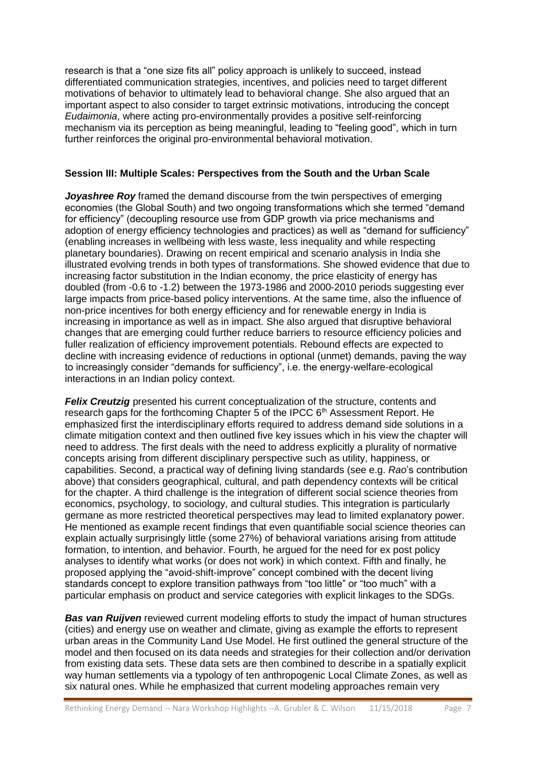research is that a "one size fits all" policy approach is unlikely to succeed, instead differentiated communication strategies, incentives, and policies need to target different motivations of behavior to ultimately lead to behavioral change. She also argued that an important aspect to also consider to target extrinsic motivations, introducing the concept *Eudaimonia*, where acting pro-environmentally provides a positive self-reinforcing mechanism via its perception as being meaningful, leading to "feeling good", which in turn further reinforces the original pro-environmental behavioral motivation.

### Session III: Multiple Scales: Perspectives from the South and the Urban Scale

***Joyashree Roy*** framed the demand discourse from the twin perspectives of emerging economies (the Global South) and two ongoing transformations which she termed "demand for efficiency" (decoupling resource use from GDP growth via price mechanisms and adoption of energy efficiency technologies and practices) as well as "demand for sufficiency" (enabling increases in wellbeing with less waste, less inequality and while respecting planetary boundaries). Drawing on recent empirical and scenario analysis in India she illustrated evolving trends in both types of transformations. She showed evidence that due to increasing factor substitution in the Indian economy, the price elasticity of energy has doubled (from -0.6 to -1.2) between the 1973-1986 and 2000-2010 periods suggesting ever large impacts from price-based policy interventions. At the same time, also the influence of non-price incentives for both energy efficiency and for renewable energy in India is increasing in importance as well as in impact. She also argued that disruptive behavioral changes that are emerging could further reduce barriers to resource efficiency policies and fuller realization of efficiency improvement potentials. Rebound effects are expected to decline with increasing evidence of reductions in optional (unmet) demands, paving the way to increasingly consider "demands for sufficiency", i.e. the energy-welfare-ecological interactions in an Indian policy context.

***Felix Creutzig*** presented his current conceptualization of the structure, contents and research gaps for the forthcoming Chapter 5 of the IPCC 6th Assessment Report. He emphasized first the interdisciplinary efforts required to address demand side solutions in a climate mitigation context and then outlined five key issues which in his view the chapter will need to address. The first deals with the need to address explicitly a plurality of normative concepts arising from different disciplinary perspective such as utility, happiness, or capabilities. Second, a practical way of defining living standards (see e.g. *Rao*'s contribution above) that considers geographical, cultural, and path dependency contexts will be critical for the chapter. A third challenge is the integration of different social science theories from economics, psychology, to sociology, and cultural studies. This integration is particularly germane as more restricted theoretical perspectives may lead to limited explanatory power. He mentioned as example recent findings that even quantifiable social science theories can explain actually surprisingly little (some 27%) of behavioral variations arising from attitude formation, to intention, and behavior. Fourth, he argued for the need for ex post policy analyses to identify what works (or does not work) in which context. Fifth and finally, he proposed applying the "avoid-shift-improve" concept combined with the decent living standards concept to explore transition pathways from "too little" or "too much" with a particular emphasis on product and service categories with explicit linkages to the SDGs.

***Bas van Ruijven*** reviewed current modeling efforts to study the impact of human structures (cities) and energy use on weather and climate, giving as example the efforts to represent urban areas in the Community Land Use Model. He first outlined the general structure of the model and then focused on its data needs and strategies for their collection and/or derivation from existing data sets. These data sets are then combined to describe in a spatially explicit way human settlements via a typology of ten anthropogenic Local Climate Zones, as well as six natural ones. While he emphasized that current modeling approaches remain very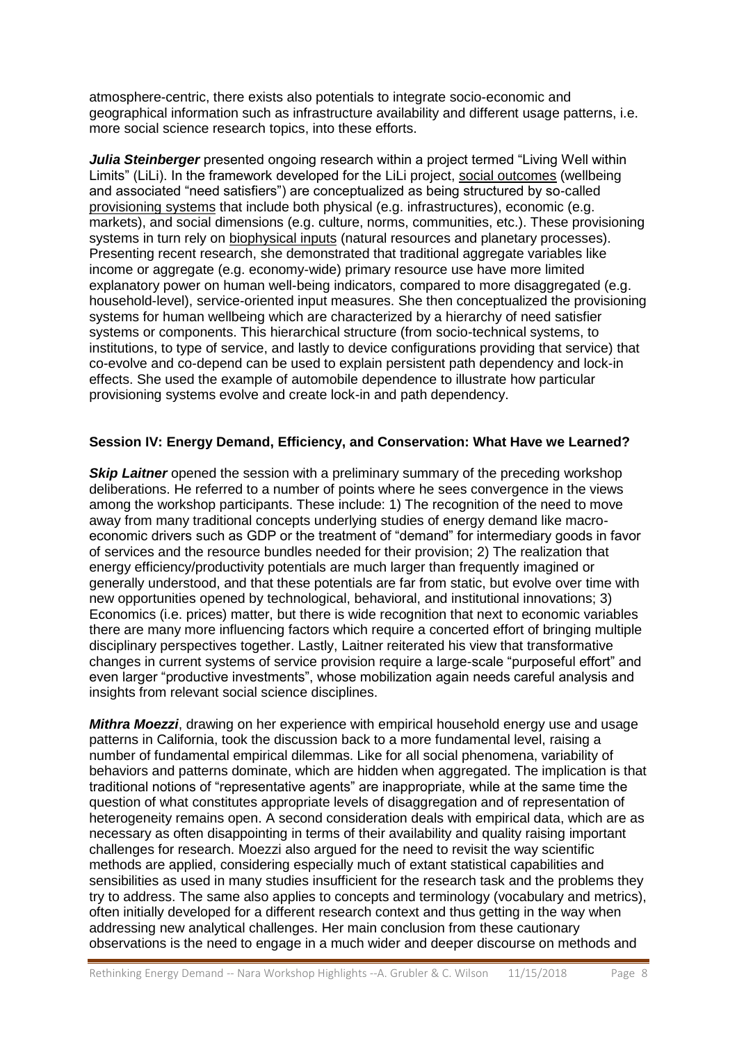atmosphere-centric, there exists also potentials to integrate socio-economic and geographical information such as infrastructure availability and different usage patterns, i.e. more social science research topics, into these efforts.

***Julia Steinberger*** presented ongoing research within a project termed "Living Well within Limits" (LiLi). In the framework developed for the LiLi project, social outcomes (wellbeing and associated "need satisfiers") are conceptualized as being structured by so-called provisioning systems that include both physical (e.g. infrastructures), economic (e.g. markets), and social dimensions (e.g. culture, norms, communities, etc.). These provisioning systems in turn rely on biophysical inputs (natural resources and planetary processes). Presenting recent research, she demonstrated that traditional aggregate variables like income or aggregate (e.g. economy-wide) primary resource use have more limited explanatory power on human well-being indicators, compared to more disaggregated (e.g. household-level), service-oriented input measures. She then conceptualized the provisioning systems for human wellbeing which are characterized by a hierarchy of need satisfier systems or components. This hierarchical structure (from socio-technical systems, to institutions, to type of service, and lastly to device configurations providing that service) that co-evolve and co-depend can be used to explain persistent path dependency and lock-in effects. She used the example of automobile dependence to illustrate how particular provisioning systems evolve and create lock-in and path dependency.

## Session IV: Energy Demand, Efficiency, and Conservation: What Have we Learned?

***Skip Laitner*** opened the session with a preliminary summary of the preceding workshop deliberations. He referred to a number of points where he sees convergence in the views among the workshop participants. These include: 1) The recognition of the need to move away from many traditional concepts underlying studies of energy demand like macro-economic drivers such as GDP or the treatment of "demand" for intermediary goods in favor of services and the resource bundles needed for their provision; 2) The realization that energy efficiency/productivity potentials are much larger than frequently imagined or generally understood, and that these potentials are far from static, but evolve over time with new opportunities opened by technological, behavioral, and institutional innovations; 3) Economics (i.e. prices) matter, but there is wide recognition that next to economic variables there are many more influencing factors which require a concerted effort of bringing multiple disciplinary perspectives together. Lastly, Laitner reiterated his view that transformative changes in current systems of service provision require a large-scale "purposeful effort" and even larger "productive investments", whose mobilization again needs careful analysis and insights from relevant social science disciplines.

***Mithra Moezzi***, drawing on her experience with empirical household energy use and usage patterns in California, took the discussion back to a more fundamental level, raising a number of fundamental empirical dilemmas. Like for all social phenomena, variability of behaviors and patterns dominate, which are hidden when aggregated. The implication is that traditional notions of "representative agents" are inappropriate, while at the same time the question of what constitutes appropriate levels of disaggregation and of representation of heterogeneity remains open. A second consideration deals with empirical data, which are as necessary as often disappointing in terms of their availability and quality raising important challenges for research. Moezzi also argued for the need to revisit the way scientific methods are applied, considering especially much of extant statistical capabilities and sensibilities as used in many studies insufficient for the research task and the problems they try to address. The same also applies to concepts and terminology (vocabulary and metrics), often initially developed for a different research context and thus getting in the way when addressing new analytical challenges. Her main conclusion from these cautionary observations is the need to engage in a much wider and deeper discourse on methods and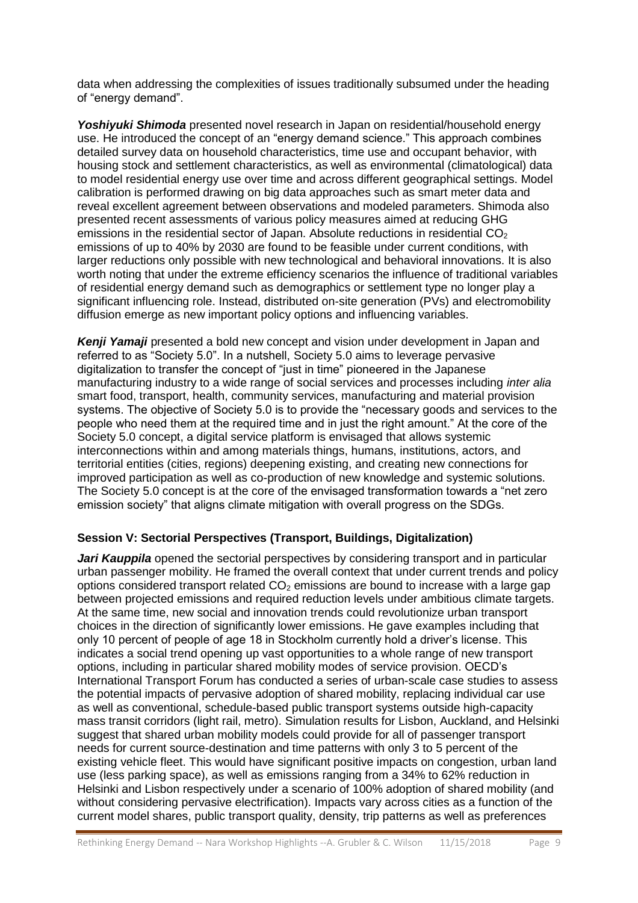data when addressing the complexities of issues traditionally subsumed under the heading of "energy demand".

***Yoshiyuki Shimoda*** presented novel research in Japan on residential/household energy use. He introduced the concept of an "energy demand science." This approach combines detailed survey data on household characteristics, time use and occupant behavior, with housing stock and settlement characteristics, as well as environmental (climatological) data to model residential energy use over time and across different geographical settings. Model calibration is performed drawing on big data approaches such as smart meter data and reveal excellent agreement between observations and modeled parameters. Shimoda also presented recent assessments of various policy measures aimed at reducing GHG emissions in the residential sector of Japan. Absolute reductions in residential $CO_2$ emissions of up to 40% by 2030 are found to be feasible under current conditions, with larger reductions only possible with new technological and behavioral innovations. It is also worth noting that under the extreme efficiency scenarios the influence of traditional variables of residential energy demand such as demographics or settlement type no longer play a significant influencing role. Instead, distributed on-site generation (PVs) and electromobility diffusion emerge as new important policy options and influencing variables.

***Kenji Yamaji*** presented a bold new concept and vision under development in Japan and referred to as "Society 5.0". In a nutshell, Society 5.0 aims to leverage pervasive digitalization to transfer the concept of "just in time" pioneered in the Japanese manufacturing industry to a wide range of social services and processes including *inter alia* smart food, transport, health, community services, manufacturing and material provision systems. The objective of Society 5.0 is to provide the "necessary goods and services to the people who need them at the required time and in just the right amount." At the core of the Society 5.0 concept, a digital service platform is envisaged that allows systemic interconnections within and among materials things, humans, institutions, actors, and territorial entities (cities, regions) deepening existing, and creating new connections for improved participation as well as co-production of new knowledge and systemic solutions. The Society 5.0 concept is at the core of the envisaged transformation towards a "net zero emission society" that aligns climate mitigation with overall progress on the SDGs.

### Session V: Sectorial Perspectives (Transport, Buildings, Digitalization)

***Jari Kauppila*** opened the sectorial perspectives by considering transport and in particular urban passenger mobility. He framed the overall context that under current trends and policy options considered transport related $CO_2$ emissions are bound to increase with a large gap between projected emissions and required reduction levels under ambitious climate targets. At the same time, new social and innovation trends could revolutionize urban transport choices in the direction of significantly lower emissions. He gave examples including that only 10 percent of people of age 18 in Stockholm currently hold a driver's license. This indicates a social trend opening up vast opportunities to a whole range of new transport options, including in particular shared mobility modes of service provision. OECD's International Transport Forum has conducted a series of urban-scale case studies to assess the potential impacts of pervasive adoption of shared mobility, replacing individual car use as well as conventional, schedule-based public transport systems outside high-capacity mass transit corridors (light rail, metro). Simulation results for Lisbon, Auckland, and Helsinki suggest that shared urban mobility models could provide for all of passenger transport needs for current source-destination and time patterns with only 3 to 5 percent of the existing vehicle fleet. This would have significant positive impacts on congestion, urban land use (less parking space), as well as emissions ranging from a 34% to 62% reduction in Helsinki and Lisbon respectively under a scenario of 100% adoption of shared mobility (and without considering pervasive electrification). Impacts vary across cities as a function of the current model shares, public transport quality, density, trip patterns as well as preferences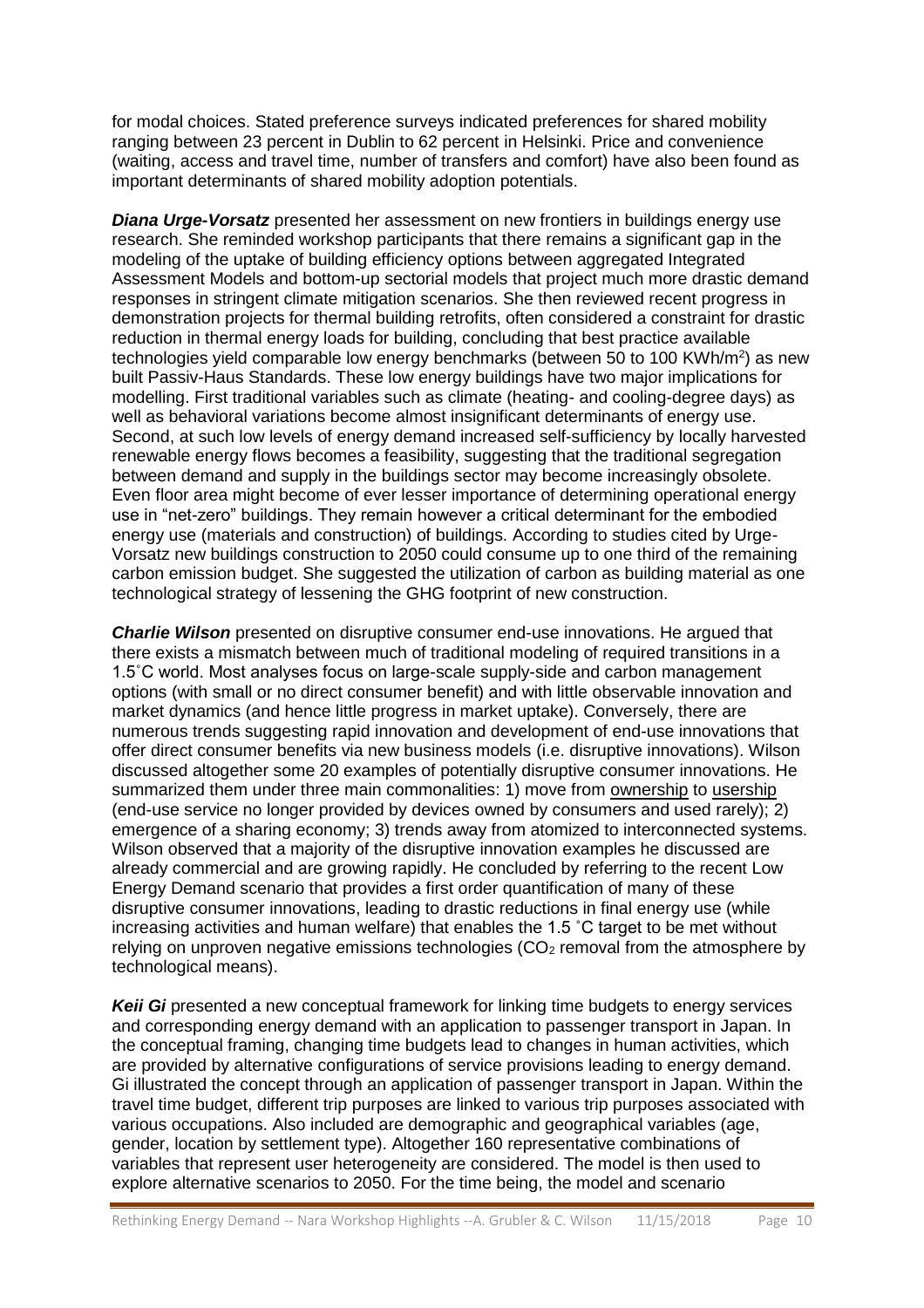for modal choices. Stated preference surveys indicated preferences for shared mobility ranging between 23 percent in Dublin to 62 percent in Helsinki. Price and convenience (waiting, access and travel time, number of transfers and comfort) have also been found as important determinants of shared mobility adoption potentials.

***Diana Urge-Vorsatz*** presented her assessment on new frontiers in buildings energy use research. She reminded workshop participants that there remains a significant gap in the modeling of the uptake of building efficiency options between aggregated Integrated Assessment Models and bottom-up sectorial models that project much more drastic demand responses in stringent climate mitigation scenarios. She then reviewed recent progress in demonstration projects for thermal building retrofits, often considered a constraint for drastic reduction in thermal energy loads for building, concluding that best practice available technologies yield comparable low energy benchmarks (between 50 to 100 KWh/m$^2$) as new built Passiv-Haus Standards. These low energy buildings have two major implications for modelling. First traditional variables such as climate (heating- and cooling-degree days) as well as behavioral variations become almost insignificant determinants of energy use. Second, at such low levels of energy demand increased self-sufficiency by locally harvested renewable energy flows becomes a feasibility, suggesting that the traditional segregation between demand and supply in the buildings sector may become increasingly obsolete. Even floor area might become of ever lesser importance of determining operational energy use in "net-zero" buildings. They remain however a critical determinant for the embodied energy use (materials and construction) of buildings. According to studies cited by Urge-Vorsatz new buildings construction to 2050 could consume up to one third of the remaining carbon emission budget. She suggested the utilization of carbon as building material as one technological strategy of lessening the GHG footprint of new construction.

***Charlie Wilson*** presented on disruptive consumer end-use innovations. He argued that there exists a mismatch between much of traditional modeling of required transitions in a 1.5˚C world. Most analyses focus on large-scale supply-side and carbon management options (with small or no direct consumer benefit) and with little observable innovation and market dynamics (and hence little progress in market uptake). Conversely, there are numerous trends suggesting rapid innovation and development of end-use innovations that offer direct consumer benefits via new business models (i.e. disruptive innovations). Wilson discussed altogether some 20 examples of potentially disruptive consumer innovations. He summarized them under three main commonalities: 1) move from <u>ownership</u> to <u>usership</u> (end-use service no longer provided by devices owned by consumers and used rarely); 2) emergence of a sharing economy; 3) trends away from atomized to interconnected systems. Wilson observed that a majority of the disruptive innovation examples he discussed are already commercial and are growing rapidly. He concluded by referring to the recent Low Energy Demand scenario that provides a first order quantification of many of these disruptive consumer innovations, leading to drastic reductions in final energy use (while increasing activities and human welfare) that enables the 1.5 ˚C target to be met without relying on unproven negative emissions technologies ($CO_2$ removal from the atmosphere by technological means).

***Keii Gi*** presented a new conceptual framework for linking time budgets to energy services and corresponding energy demand with an application to passenger transport in Japan. In the conceptual framing, changing time budgets lead to changes in human activities, which are provided by alternative configurations of service provisions leading to energy demand. Gi illustrated the concept through an application of passenger transport in Japan. Within the travel time budget, different trip purposes are linked to various trip purposes associated with various occupations. Also included are demographic and geographical variables (age, gender, location by settlement type). Altogether 160 representative combinations of variables that represent user heterogeneity are considered. The model is then used to explore alternative scenarios to 2050. For the time being, the model and scenario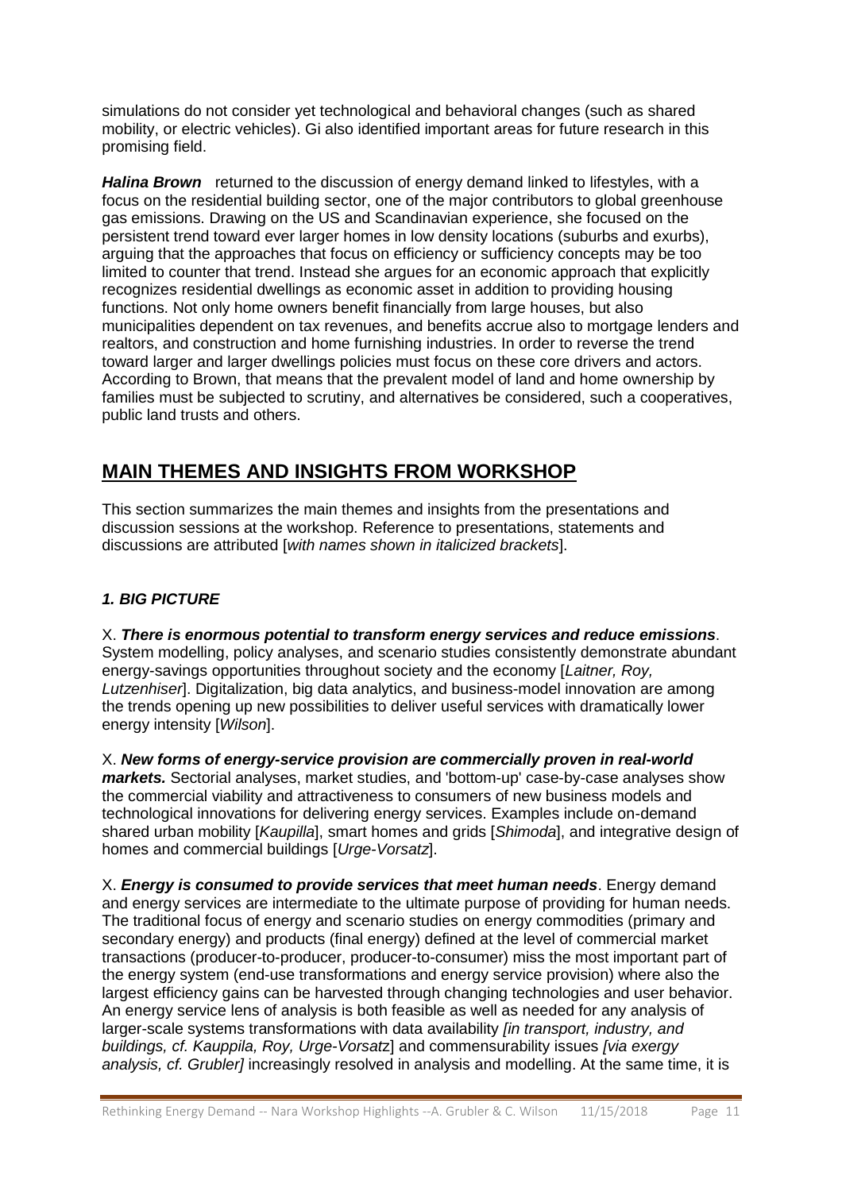simulations do not consider yet technological and behavioral changes (such as shared mobility, or electric vehicles). Gi also identified important areas for future research in this promising field.

***Halina Brown*** returned to the discussion of energy demand linked to lifestyles, with a focus on the residential building sector, one of the major contributors to global greenhouse gas emissions. Drawing on the US and Scandinavian experience, she focused on the persistent trend toward ever larger homes in low density locations (suburbs and exurbs), arguing that the approaches that focus on efficiency or sufficiency concepts may be too limited to counter that trend. Instead she argues for an economic approach that explicitly recognizes residential dwellings as economic asset in addition to providing housing functions. Not only home owners benefit financially from large houses, but also municipalities dependent on tax revenues, and benefits accrue also to mortgage lenders and realtors, and construction and home furnishing industries. In order to reverse the trend toward larger and larger dwellings policies must focus on these core drivers and actors. According to Brown, that means that the prevalent model of land and home ownership by families must be subjected to scrutiny, and alternatives be considered, such a cooperatives, public land trusts and others.

# MAIN THEMES AND INSIGHTS FROM WORKSHOP

This section summarizes the main themes and insights from the presentations and discussion sessions at the workshop. Reference to presentations, statements and discussions are attributed [*with names shown in italicized brackets*].

### *1. BIG PICTURE*

X. ***There is enormous potential to transform energy services and reduce emissions***. System modelling, policy analyses, and scenario studies consistently demonstrate abundant energy-savings opportunities throughout society and the economy [*Laitner, Roy, Lutzenhiser*]. Digitalization, big data analytics, and business-model innovation are among the trends opening up new possibilities to deliver useful services with dramatically lower energy intensity [*Wilson*].

X. ***New forms of energy-service provision are commercially proven in real-world markets.*** Sectorial analyses, market studies, and 'bottom-up' case-by-case analyses show the commercial viability and attractiveness to consumers of new business models and technological innovations for delivering energy services. Examples include on-demand shared urban mobility [*Kaupilla*], smart homes and grids [*Shimoda*], and integrative design of homes and commercial buildings [*Urge-Vorsatz*].

X. ***Energy is consumed to provide services that meet human needs***. Energy demand and energy services are intermediate to the ultimate purpose of providing for human needs. The traditional focus of energy and scenario studies on energy commodities (primary and secondary energy) and products (final energy) defined at the level of commercial market transactions (producer-to-producer, producer-to-consumer) miss the most important part of the energy system (end-use transformations and energy service provision) where also the largest efficiency gains can be harvested through changing technologies and user behavior. An energy service lens of analysis is both feasible as well as needed for any analysis of larger-scale systems transformations with data availability *[in transport, industry, and buildings, cf. Kauppila, Roy, Urge-Vorsatz*] and commensurability issues *[via exergy analysis, cf. Grubler]* increasingly resolved in analysis and modelling. At the same time, it is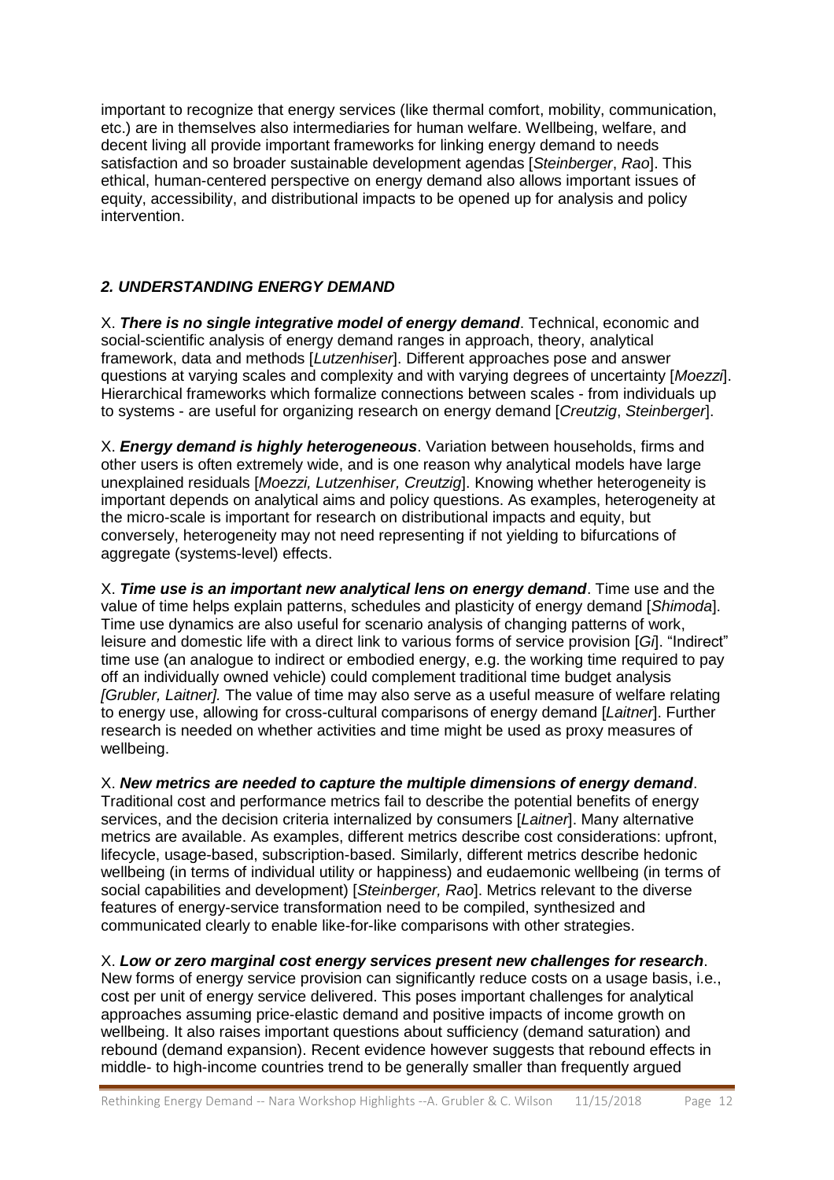important to recognize that energy services (like thermal comfort, mobility, communication, etc.) are in themselves also intermediaries for human welfare. Wellbeing, welfare, and decent living all provide important frameworks for linking energy demand to needs satisfaction and so broader sustainable development agendas [*Steinberger*, *Rao*]. This ethical, human-centered perspective on energy demand also allows important issues of equity, accessibility, and distributional impacts to be opened up for analysis and policy intervention.

## *2. UNDERSTANDING ENERGY DEMAND*

X. ***There is no single integrative model of energy demand***. Technical, economic and social-scientific analysis of energy demand ranges in approach, theory, analytical framework, data and methods [*Lutzenhiser*]. Different approaches pose and answer questions at varying scales and complexity and with varying degrees of uncertainty [*Moezzi*]. Hierarchical frameworks which formalize connections between scales - from individuals up to systems - are useful for organizing research on energy demand [*Creutzig*, *Steinberger*].

X. ***Energy demand is highly heterogeneous***. Variation between households, firms and other users is often extremely wide, and is one reason why analytical models have large unexplained residuals [*Moezzi, Lutzenhiser, Creutzig*]. Knowing whether heterogeneity is important depends on analytical aims and policy questions. As examples, heterogeneity at the micro-scale is important for research on distributional impacts and equity, but conversely, heterogeneity may not need representing if not yielding to bifurcations of aggregate (systems-level) effects.

X. ***Time use is an important new analytical lens on energy demand***. Time use and the value of time helps explain patterns, schedules and plasticity of energy demand [*Shimoda*]. Time use dynamics are also useful for scenario analysis of changing patterns of work, leisure and domestic life with a direct link to various forms of service provision [*Gi*]. "Indirect" time use (an analogue to indirect or embodied energy, e.g. the working time required to pay off an individually owned vehicle) could complement traditional time budget analysis *[Grubler, Laitner].* The value of time may also serve as a useful measure of welfare relating to energy use, allowing for cross-cultural comparisons of energy demand [*Laitner*]. Further research is needed on whether activities and time might be used as proxy measures of wellbeing.

X. ***New metrics are needed to capture the multiple dimensions of energy demand***. Traditional cost and performance metrics fail to describe the potential benefits of energy services, and the decision criteria internalized by consumers [*Laitner*]. Many alternative metrics are available. As examples, different metrics describe cost considerations: upfront, lifecycle, usage-based, subscription-based. Similarly, different metrics describe hedonic wellbeing (in terms of individual utility or happiness) and eudaemonic wellbeing (in terms of social capabilities and development) [*Steinberger, Rao*]. Metrics relevant to the diverse features of energy-service transformation need to be compiled, synthesized and communicated clearly to enable like-for-like comparisons with other strategies.

X. ***Low or zero marginal cost energy services present new challenges for research***. New forms of energy service provision can significantly reduce costs on a usage basis, i.e., cost per unit of energy service delivered. This poses important challenges for analytical approaches assuming price-elastic demand and positive impacts of income growth on wellbeing. It also raises important questions about sufficiency (demand saturation) and rebound (demand expansion). Recent evidence however suggests that rebound effects in middle- to high-income countries trend to be generally smaller than frequently argued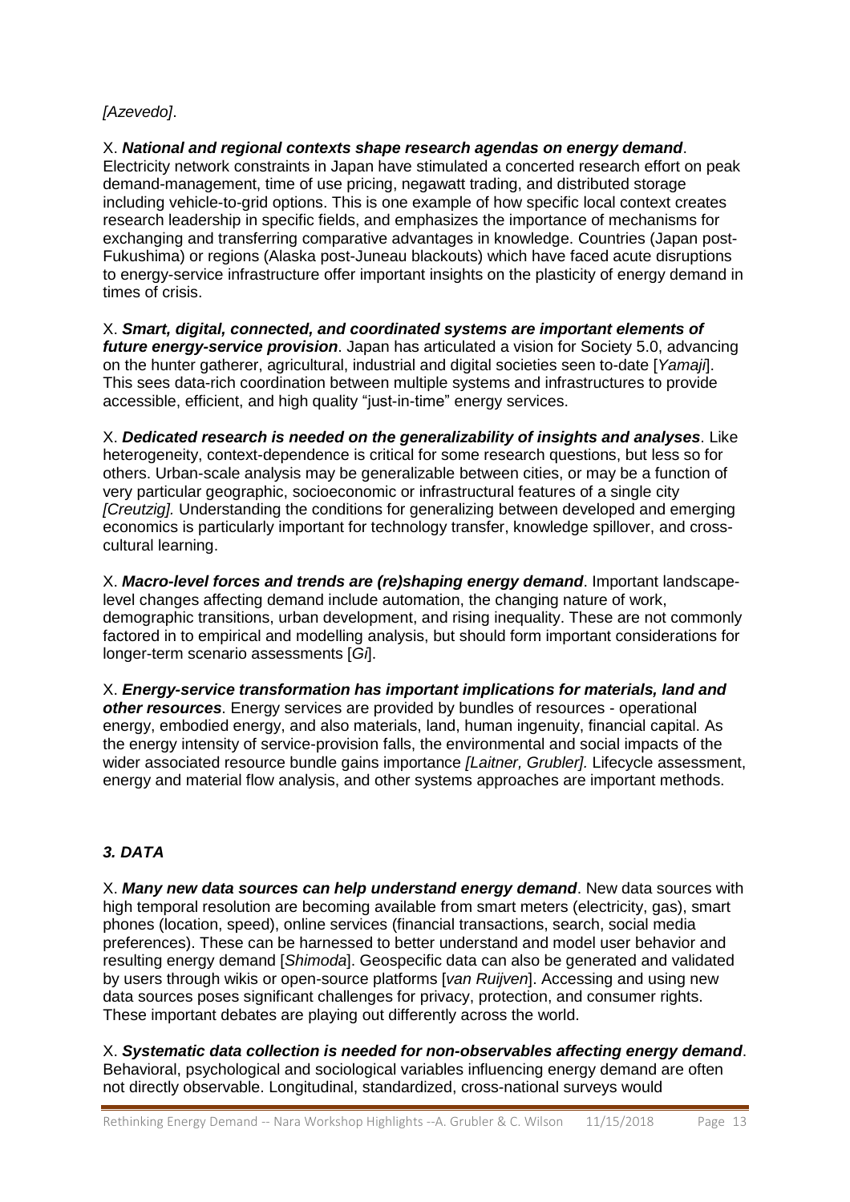*[Azevedo]*.

X. ***National and regional contexts shape research agendas on energy demand***. Electricity network constraints in Japan have stimulated a concerted research effort on peak demand-management, time of use pricing, negawatt trading, and distributed storage including vehicle-to-grid options. This is one example of how specific local context creates research leadership in specific fields, and emphasizes the importance of mechanisms for exchanging and transferring comparative advantages in knowledge. Countries (Japan post-Fukushima) or regions (Alaska post-Juneau blackouts) which have faced acute disruptions to energy-service infrastructure offer important insights on the plasticity of energy demand in times of crisis.

X. ***Smart, digital, connected, and coordinated systems are important elements of future energy-service provision***. Japan has articulated a vision for Society 5.0, advancing on the hunter gatherer, agricultural, industrial and digital societies seen to-date [*Yamaji*]. This sees data-rich coordination between multiple systems and infrastructures to provide accessible, efficient, and high quality "just-in-time" energy services.

X. ***Dedicated research is needed on the generalizability of insights and analyses***. Like heterogeneity, context-dependence is critical for some research questions, but less so for others. Urban-scale analysis may be generalizable between cities, or may be a function of very particular geographic, socioeconomic or infrastructural features of a single city *[Creutzig].* Understanding the conditions for generalizing between developed and emerging economics is particularly important for technology transfer, knowledge spillover, and cross-cultural learning.

X. ***Macro-level forces and trends are (re)shaping energy demand***. Important landscape-level changes affecting demand include automation, the changing nature of work, demographic transitions, urban development, and rising inequality. These are not commonly factored in to empirical and modelling analysis, but should form important considerations for longer-term scenario assessments [*Gi*].

X. ***Energy-service transformation has important implications for materials, land and other resources***. Energy services are provided by bundles of resources - operational energy, embodied energy, and also materials, land, human ingenuity, financial capital. As the energy intensity of service-provision falls, the environmental and social impacts of the wider associated resource bundle gains importance *[Laitner, Grubler].* Lifecycle assessment, energy and material flow analysis, and other systems approaches are important methods.

## *3. DATA*

X. ***Many new data sources can help understand energy demand***. New data sources with high temporal resolution are becoming available from smart meters (electricity, gas), smart phones (location, speed), online services (financial transactions, search, social media preferences). These can be harnessed to better understand and model user behavior and resulting energy demand [*Shimoda*]. Geospecific data can also be generated and validated by users through wikis or open-source platforms [*van Ruijven*]. Accessing and using new data sources poses significant challenges for privacy, protection, and consumer rights. These important debates are playing out differently across the world.

X. ***Systematic data collection is needed for non-observables affecting energy demand***. Behavioral, psychological and sociological variables influencing energy demand are often not directly observable. Longitudinal, standardized, cross-national surveys would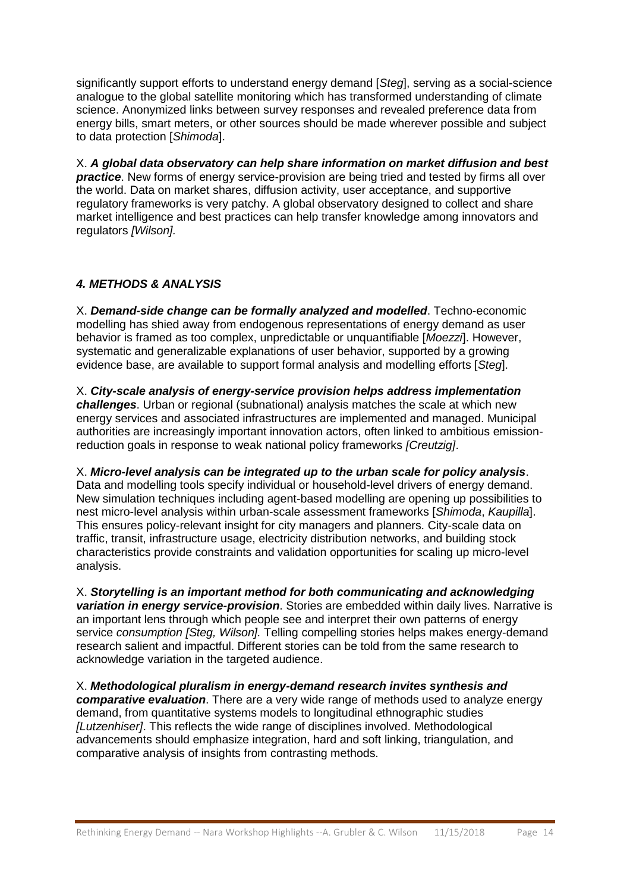significantly support efforts to understand energy demand [*Steg*], serving as a social-science analogue to the global satellite monitoring which has transformed understanding of climate science. Anonymized links between survey responses and revealed preference data from energy bills, smart meters, or other sources should be made wherever possible and subject to data protection [*Shimoda*].

X. ***A global data observatory can help share information on market diffusion and best practice***. New forms of energy service-provision are being tried and tested by firms all over the world. Data on market shares, diffusion activity, user acceptance, and supportive regulatory frameworks is very patchy. A global observatory designed to collect and share market intelligence and best practices can help transfer knowledge among innovators and regulators *[Wilson].*

### *4. METHODS & ANALYSIS*

X. ***Demand-side change can be formally analyzed and modelled***. Techno-economic modelling has shied away from endogenous representations of energy demand as user behavior is framed as too complex, unpredictable or unquantifiable [*Moezzi*]. However, systematic and generalizable explanations of user behavior, supported by a growing evidence base, are available to support formal analysis and modelling efforts [*Steg*].

X. ***City-scale analysis of energy-service provision helps address implementation challenges***. Urban or regional (subnational) analysis matches the scale at which new energy services and associated infrastructures are implemented and managed. Municipal authorities are increasingly important innovation actors, often linked to ambitious emission-reduction goals in response to weak national policy frameworks *[Creutzig]*.

X. ***Micro-level analysis can be integrated up to the urban scale for policy analysis***. Data and modelling tools specify individual or household-level drivers of energy demand. New simulation techniques including agent-based modelling are opening up possibilities to nest micro-level analysis within urban-scale assessment frameworks [*Shimoda*, *Kaupilla*]. This ensures policy-relevant insight for city managers and planners. City-scale data on traffic, transit, infrastructure usage, electricity distribution networks, and building stock characteristics provide constraints and validation opportunities for scaling up micro-level analysis.

X. ***Storytelling is an important method for both communicating and acknowledging variation in energy service-provision***. Stories are embedded within daily lives. Narrative is an important lens through which people see and interpret their own patterns of energy service *consumption [Steg, Wilson].* Telling compelling stories helps makes energy-demand research salient and impactful. Different stories can be told from the same research to acknowledge variation in the targeted audience.

X. ***Methodological pluralism in energy-demand research invites synthesis and comparative evaluation***. There are a very wide range of methods used to analyze energy demand, from quantitative systems models to longitudinal ethnographic studies *[Lutzenhiser]*. This reflects the wide range of disciplines involved. Methodological advancements should emphasize integration, hard and soft linking, triangulation, and comparative analysis of insights from contrasting methods.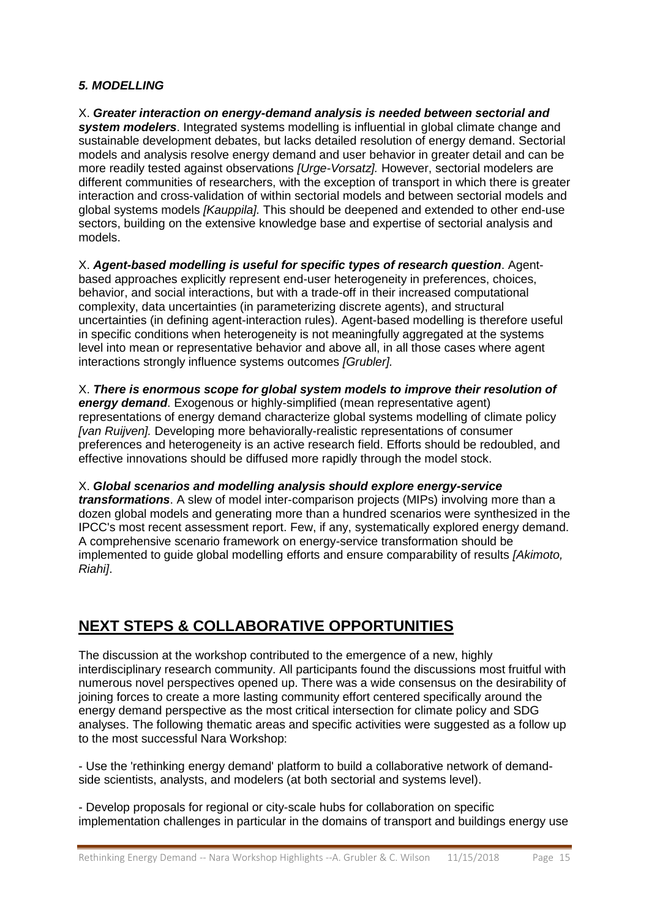### *5. MODELLING*

X. ***Greater interaction on energy-demand analysis is needed between sectorial and system modelers***. Integrated systems modelling is influential in global climate change and sustainable development debates, but lacks detailed resolution of energy demand. Sectorial models and analysis resolve energy demand and user behavior in greater detail and can be more readily tested against observations *[Urge-Vorsatz].* However, sectorial modelers are different communities of researchers, with the exception of transport in which there is greater interaction and cross-validation of within sectorial models and between sectorial models and global systems models *[Kauppila].* This should be deepened and extended to other end-use sectors, building on the extensive knowledge base and expertise of sectorial analysis and models.

X. ***Agent-based modelling is useful for specific types of research question***. Agent-based approaches explicitly represent end-user heterogeneity in preferences, choices, behavior, and social interactions, but with a trade-off in their increased computational complexity, data uncertainties (in parameterizing discrete agents), and structural uncertainties (in defining agent-interaction rules). Agent-based modelling is therefore useful in specific conditions when heterogeneity is not meaningfully aggregated at the systems level into mean or representative behavior and above all, in all those cases where agent interactions strongly influence systems outcomes *[Grubler].*

X. ***There is enormous scope for global system models to improve their resolution of energy demand***. Exogenous or highly-simplified (mean representative agent) representations of energy demand characterize global systems modelling of climate policy *[van Ruijven].* Developing more behaviorally-realistic representations of consumer preferences and heterogeneity is an active research field. Efforts should be redoubled, and effective innovations should be diffused more rapidly through the model stock.

X. ***Global scenarios and modelling analysis should explore energy-service transformations***. A slew of model inter-comparison projects (MIPs) involving more than a dozen global models and generating more than a hundred scenarios were synthesized in the IPCC's most recent assessment report. Few, if any, systematically explored energy demand. A comprehensive scenario framework on energy-service transformation should be implemented to guide global modelling efforts and ensure comparability of results *[Akimoto, Riahi]*.

## NEXT STEPS & COLLABORATIVE OPPORTUNITIES

The discussion at the workshop contributed to the emergence of a new, highly interdisciplinary research community. All participants found the discussions most fruitful with numerous novel perspectives opened up. There was a wide consensus on the desirability of joining forces to create a more lasting community effort centered specifically around the energy demand perspective as the most critical intersection for climate policy and SDG analyses. The following thematic areas and specific activities were suggested as a follow up to the most successful Nara Workshop:

- Use the 'rethinking energy demand' platform to build a collaborative network of demand-side scientists, analysts, and modelers (at both sectorial and systems level).

- Develop proposals for regional or city-scale hubs for collaboration on specific implementation challenges in particular in the domains of transport and buildings energy use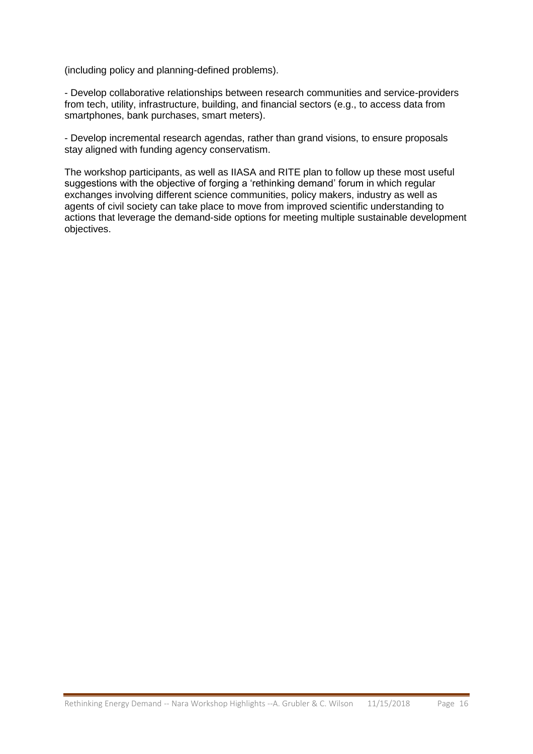(including policy and planning-defined problems).

- Develop collaborative relationships between research communities and service-providers from tech, utility, infrastructure, building, and financial sectors (e.g., to access data from smartphones, bank purchases, smart meters).

- Develop incremental research agendas, rather than grand visions, to ensure proposals stay aligned with funding agency conservatism.

The workshop participants, as well as IIASA and RITE plan to follow up these most useful suggestions with the objective of forging a 'rethinking demand' forum in which regular exchanges involving different science communities, policy makers, industry as well as agents of civil society can take place to move from improved scientific understanding to actions that leverage the demand-side options for meeting multiple sustainable development objectives.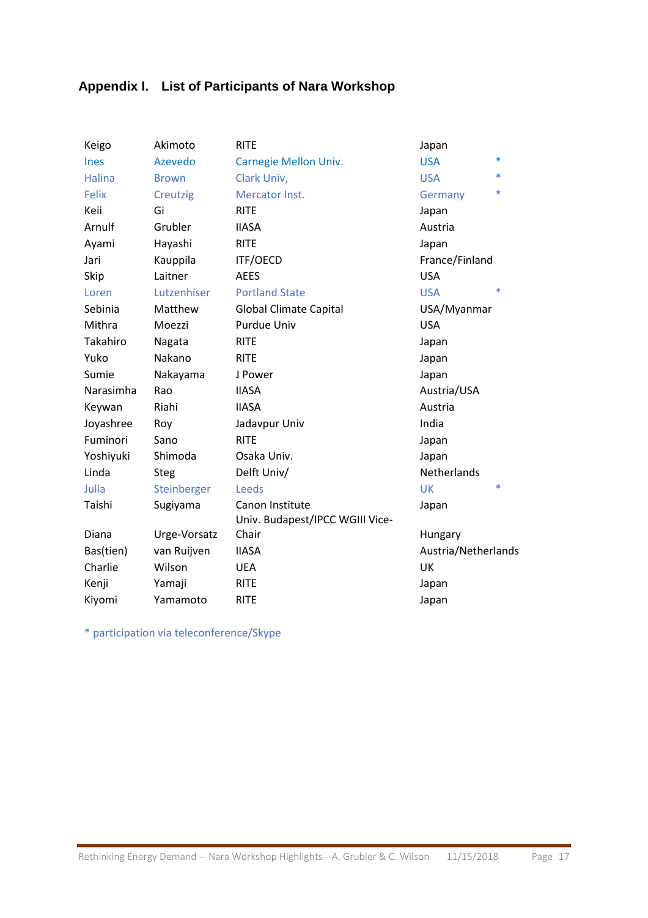## Appendix I. List of Participants of Nara Workshop

| | | | | |
|---|---|---|---|---|
| Keigo | Akimoto | RITE | Japan | |
| Ines | Azevedo | Carnegie Mellon Univ. | USA | * |
| Halina | Brown | Clark Univ, | USA | * |
| Felix | Creutzig | Mercator Inst. | Germany | * |
| Keii | Gi | RITE | Japan | |
| Arnulf | Grubler | IIASA | Austria | |
| Ayami | Hayashi | RITE | Japan | |
| Jari | Kauppila | ITF/OECD | France/Finland | |
| Skip | Laitner | AEES | USA | |
| Loren | Lutzenhiser | Portland State | USA | * |
| Sebinia | Matthew | Global Climate Capital | USA/Myanmar | |
| Mithra | Moezzi | Purdue Univ | USA | |
| Takahiro | Nagata | RITE | Japan | |
| Yuko | Nakano | RITE | Japan | |
| Sumie | Nakayama | J Power | Japan | |
| Narasimha | Rao | IIASA | Austria/USA | |
| Keywan | Riahi | IIASA | Austria | |
| Joyashree | Roy | Jadavpur Univ | India | |
| Fuminori | Sano | RITE | Japan | |
| Yoshiyuki | Shimoda | Osaka Univ. | Japan | |
| Linda | Steg | Delft Univ/ | Netherlands | |
| Julia | Steinberger | Leeds | UK | * |
| Taishi | Sugiyama | Canon Institute | Japan | |
| Diana | Urge-Vorsatz | Univ. Budapest/IPCC WGIII Vice-Chair | Hungary | |
| Bas(tien) | van Ruijven | IIASA | Austria/Netherlands | |
| Charlie | Wilson | UEA | UK | |
| Kenji | Yamaji | RITE | Japan | |
| Kiyomi | Yamamoto | RITE | Japan | |

* participation via teleconference/Skype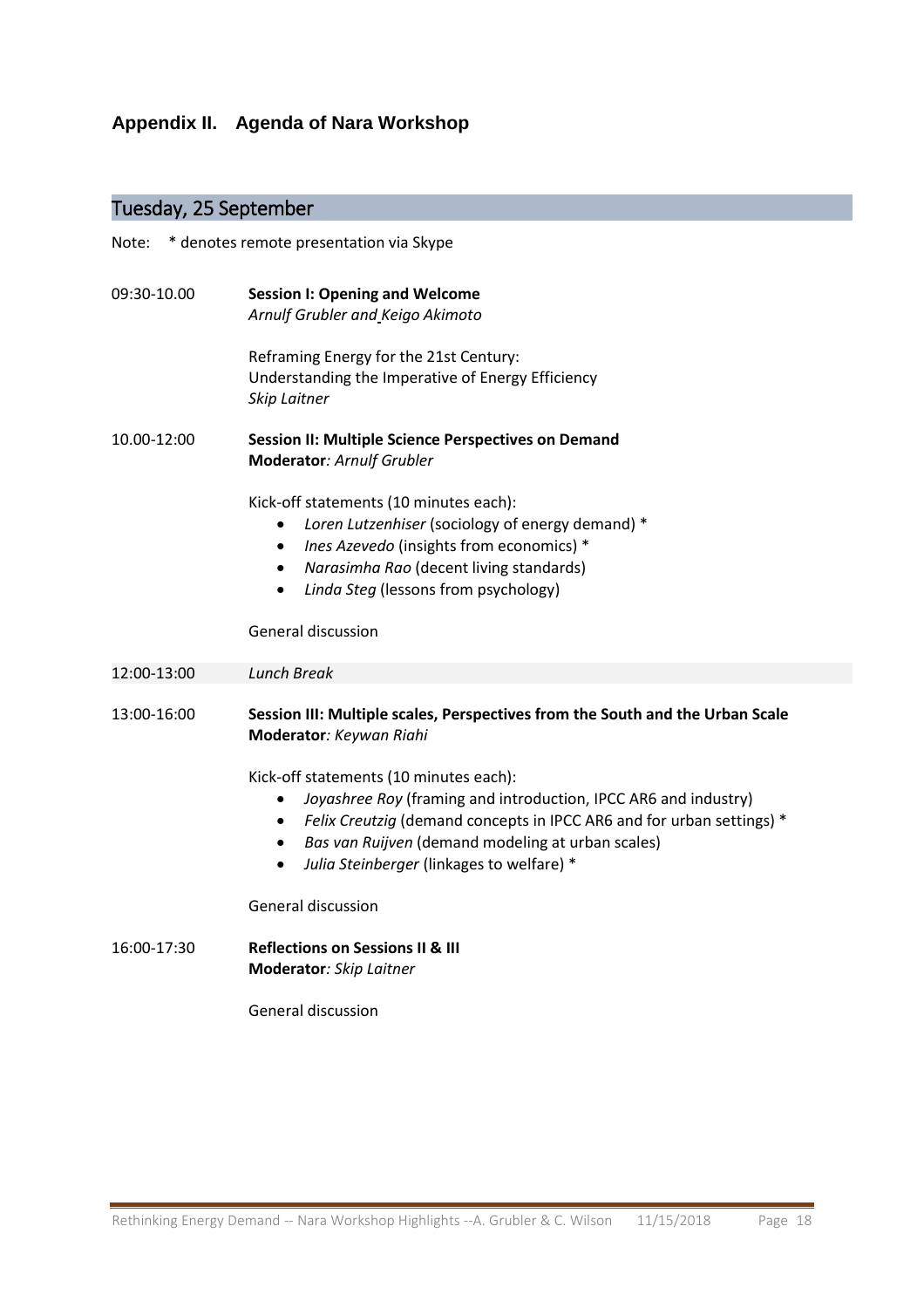## Appendix II. Agenda of Nara Workshop

### Tuesday, 25 September

Note: * denotes remote presentation via Skype

09:30-10.00 **Session I: Opening and Welcome**
*Arnulf Grubler and Keigo Akimoto*

Reframing Energy for the 21st Century:
Understanding the Imperative of Energy Efficiency
*Skip Laitner*

10.00-12:00 **Session II: Multiple Science Perspectives on Demand**
**Moderator***: Arnulf Grubler*

Kick-off statements (10 minutes each):

- *Loren Lutzenhiser* (sociology of energy demand) *
- *Ines Azevedo* (insights from economics) *
- *Narasimha Rao* (decent living standards)
- *Linda Steg* (lessons from psychology)

General discussion

12:00-13:00 *Lunch Break*

13:00-16:00 **Session III: Multiple scales, Perspectives from the South and the Urban Scale**
**Moderator***: Keywan Riahi*

Kick-off statements (10 minutes each):

- *Joyashree Roy* (framing and introduction, IPCC AR6 and industry)
- *Felix Creutzig* (demand concepts in IPCC AR6 and for urban settings) *
- *Bas van Ruijven* (demand modeling at urban scales)
- *Julia Steinberger* (linkages to welfare) *

General discussion

16:00-17:30 **Reflections on Sessions II & III**
**Moderator***: Skip Laitner*

General discussion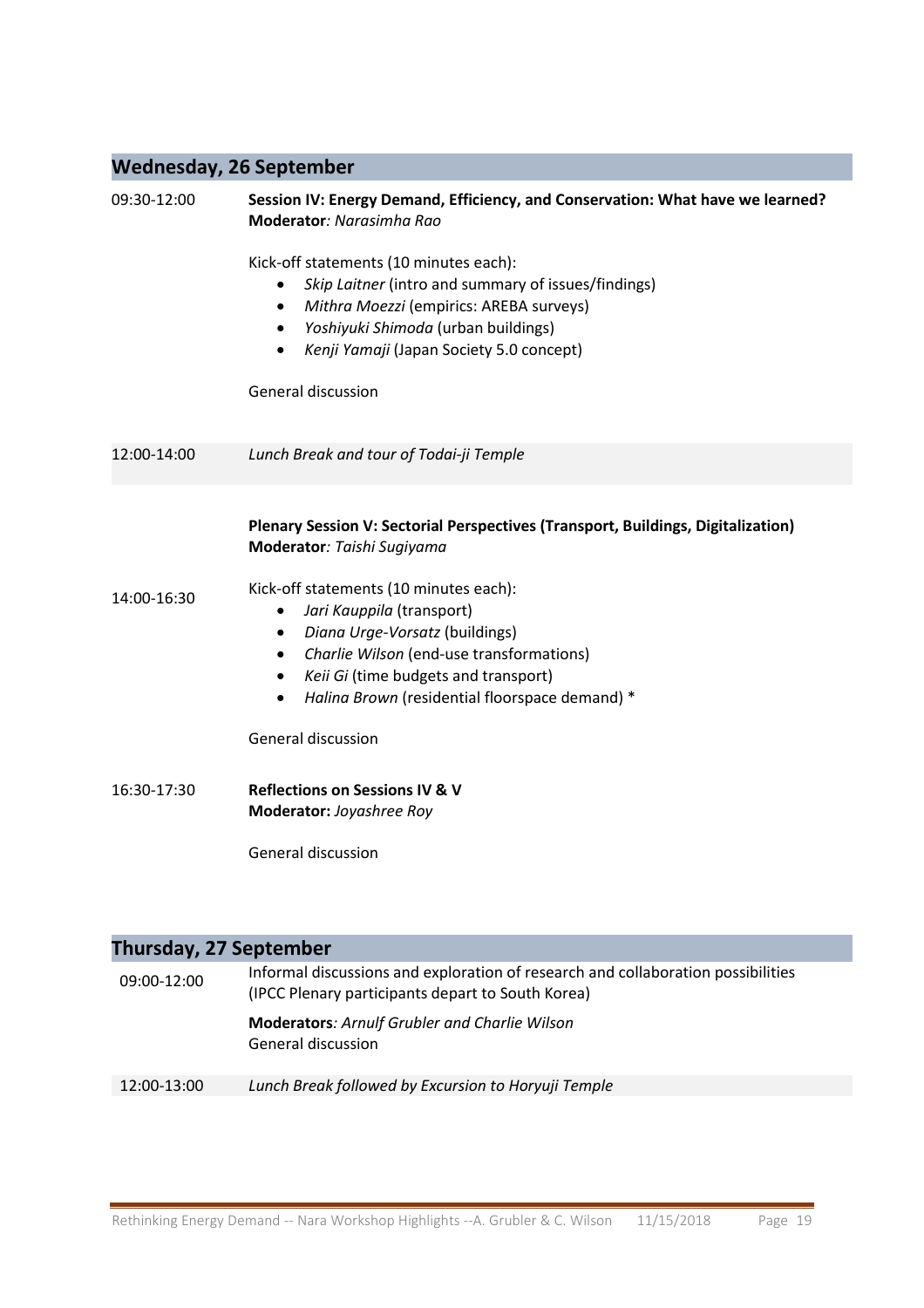## Wednesday, 26 September

09:30-12:00 **Session IV: Energy Demand, Efficiency, and Conservation: What have we learned?**
**Moderator***: Narasimha Rao*

Kick-off statements (10 minutes each):

- *Skip Laitner* (intro and summary of issues/findings)
- *Mithra Moezzi* (empirics: AREBA surveys)
- *Yoshiyuki Shimoda* (urban buildings)
- *Kenji Yamaji* (Japan Society 5.0 concept)

General discussion

12:00-14:00 *Lunch Break and tour of Todai-ji Temple*

14:00-16:30 **Plenary Session V: Sectorial Perspectives (Transport, Buildings, Digitalization)**
**Moderator***: Taishi Sugiyama*

Kick-off statements (10 minutes each):

- *Jari Kauppila* (transport)
- *Diana Urge-Vorsatz* (buildings)
- *Charlie Wilson* (end-use transformations)
- *Keii Gi* (time budgets and transport)
- *Halina Brown* (residential floorspace demand) *

General discussion

16:30-17:30 **Reflections on Sessions IV & V**
**Moderator:** *Joyashree Roy*

General discussion

## Thursday, 27 September

09:00-12:00 Informal discussions and exploration of research and collaboration possibilities (IPCC Plenary participants depart to South Korea)

**Moderators***: Arnulf Grubler and Charlie Wilson*
General discussion

12:00-13:00 *Lunch Break followed by Excursion to Horyuji Temple*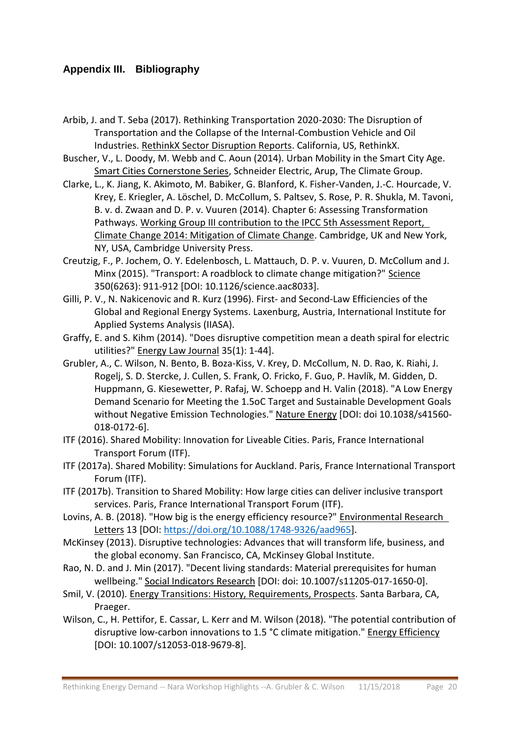## Appendix III. Bibliography

Arbib, J. and T. Seba (2017). Rethinking Transportation 2020-2030: The Disruption of Transportation and the Collapse of the Internal-Combustion Vehicle and Oil Industries. RethinkX Sector Disruption Reports. California, US, RethinkX.

Buscher, V., L. Doody, M. Webb and C. Aoun (2014). Urban Mobility in the Smart City Age. Smart Cities Cornerstone Series, Schneider Electric, Arup, The Climate Group.

Clarke, L., K. Jiang, K. Akimoto, M. Babiker, G. Blanford, K. Fisher-Vanden, J.-C. Hourcade, V. Krey, E. Kriegler, A. Löschel, D. McCollum, S. Paltsev, S. Rose, P. R. Shukla, M. Tavoni, B. v. d. Zwaan and D. P. v. Vuuren (2014). Chapter 6: Assessing Transformation Pathways. Working Group III contribution to the IPCC 5th Assessment Report, Climate Change 2014: Mitigation of Climate Change. Cambridge, UK and New York, NY, USA, Cambridge University Press.

Creutzig, F., P. Jochem, O. Y. Edelenbosch, L. Mattauch, D. P. v. Vuuren, D. McCollum and J. Minx (2015). "Transport: A roadblock to climate change mitigation?" Science 350(6263): 911-912 [DOI: 10.1126/science.aac8033].

Gilli, P. V., N. Nakicenovic and R. Kurz (1996). First- and Second-Law Efficiencies of the Global and Regional Energy Systems. Laxenburg, Austria, International Institute for Applied Systems Analysis (IIASA).

Graffy, E. and S. Kihm (2014). "Does disruptive competition mean a death spiral for electric utilities?" Energy Law Journal 35(1): 1-44].

Grubler, A., C. Wilson, N. Bento, B. Boza-Kiss, V. Krey, D. McCollum, N. D. Rao, K. Riahi, J. Rogelj, S. D. Stercke, J. Cullen, S. Frank, O. Fricko, F. Guo, P. Havlík, M. Gidden, D. Huppmann, G. Kiesewetter, P. Rafaj, W. Schoepp and H. Valin (2018). "A Low Energy Demand Scenario for Meeting the 1.5oC Target and Sustainable Development Goals without Negative Emission Technologies." Nature Energy [DOI: doi 10.1038/s41560-018-0172-6].

ITF (2016). Shared Mobility: Innovation for Liveable Cities. Paris, France International Transport Forum (ITF).

ITF (2017a). Shared Mobility: Simulations for Auckland. Paris, France International Transport Forum (ITF).

ITF (2017b). Transition to Shared Mobility: How large cities can deliver inclusive transport services. Paris, France International Transport Forum (ITF).

Lovins, A. B. (2018). "How big is the energy efficiency resource?" Environmental Research Letters 13 [DOI: https://doi.org/10.1088/1748-9326/aad965].

McKinsey (2013). Disruptive technologies: Advances that will transform life, business, and the global economy. San Francisco, CA, McKinsey Global Institute.

Rao, N. D. and J. Min (2017). "Decent living standards: Material prerequisites for human wellbeing." Social Indicators Research [DOI: doi: 10.1007/s11205-017-1650-0].

Smil, V. (2010). Energy Transitions: History, Requirements, Prospects. Santa Barbara, CA, Praeger.

Wilson, C., H. Pettifor, E. Cassar, L. Kerr and M. Wilson (2018). "The potential contribution of disruptive low-carbon innovations to 1.5 °C climate mitigation." Energy Efficiency [DOI: 10.1007/s12053-018-9679-8].